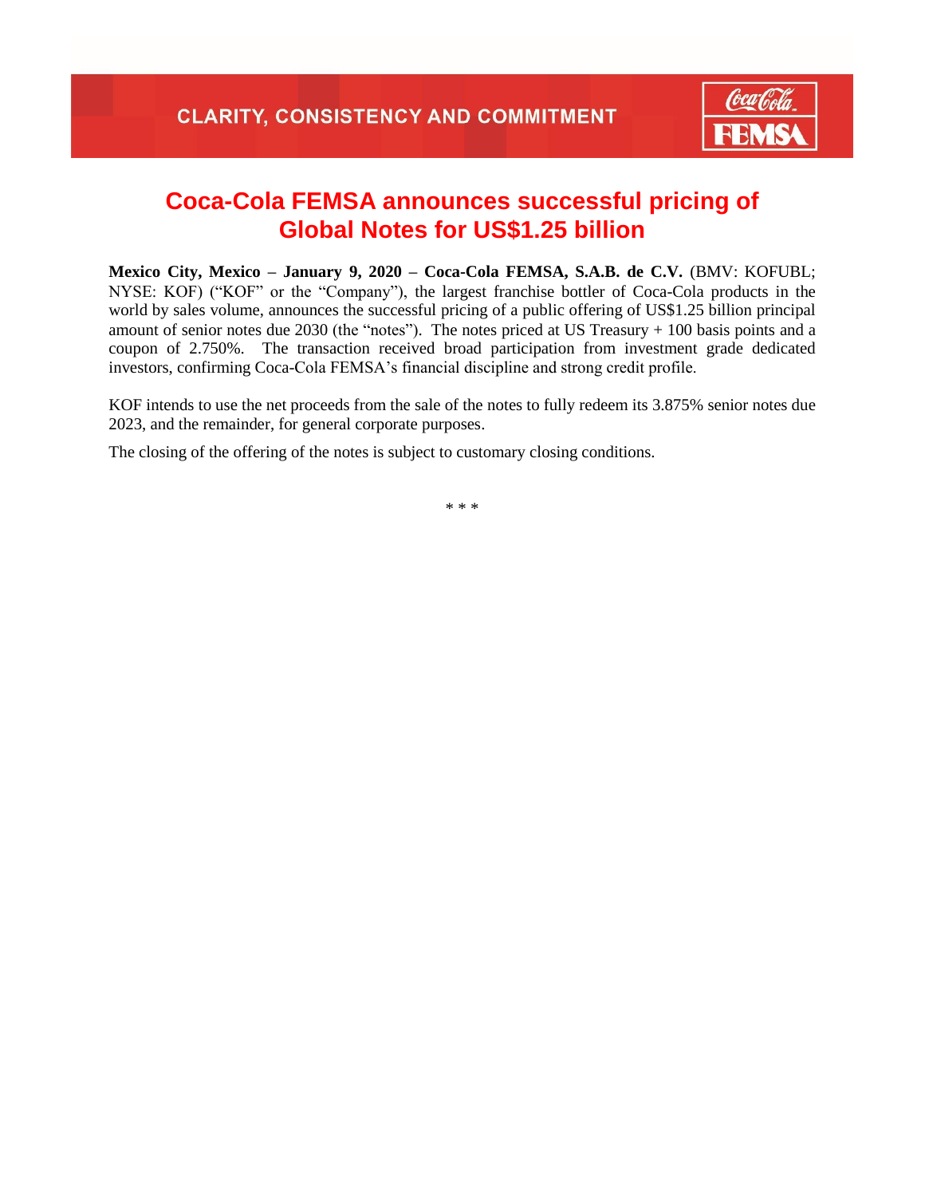CLARITY, CONSISTENCY AND COMMITMENT

# Coca-Cola FEMSA announces successful pricing of Global Notes for US$1.25 billion

**Mexico City, Mexico – January 9, 2020 – Coca-Cola FEMSA, S.A.B. de C.V.** (BMV: KOFUBL; NYSE: KOF) ("KOF" or the "Company"), the largest franchise bottler of Coca-Cola products in the world by sales volume, announces the successful pricing of a public offering of US$1.25 billion principal amount of senior notes due 2030 (the "notes"). The notes priced at US Treasury + 100 basis points and a coupon of 2.750%. The transaction received broad participation from investment grade dedicated investors, confirming Coca-Cola FEMSA's financial discipline and strong credit profile.

KOF intends to use the net proceeds from the sale of the notes to fully redeem its 3.875% senior notes due 2023, and the remainder, for general corporate purposes.

The closing of the offering of the notes is subject to customary closing conditions.

\* \* \*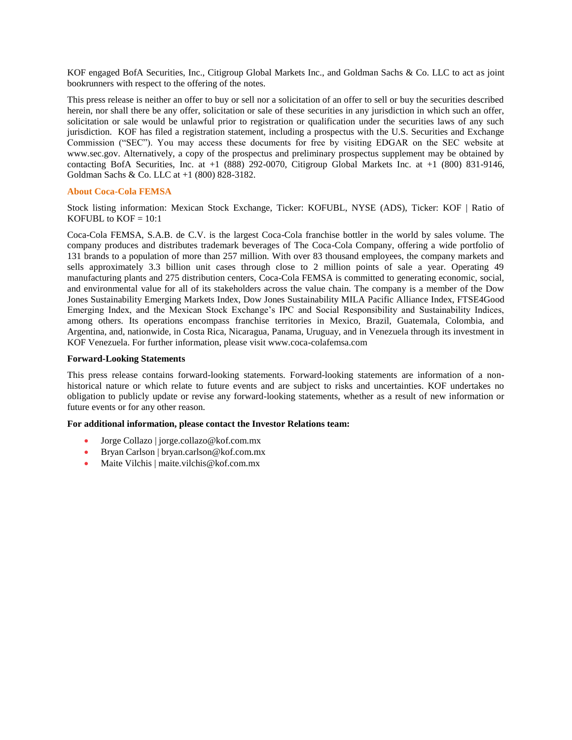KOF engaged BofA Securities, Inc., Citigroup Global Markets Inc., and Goldman Sachs & Co. LLC to act as joint bookrunners with respect to the offering of the notes.

This press release is neither an offer to buy or sell nor a solicitation of an offer to sell or buy the securities described herein, nor shall there be any offer, solicitation or sale of these securities in any jurisdiction in which such an offer, solicitation or sale would be unlawful prior to registration or qualification under the securities laws of any such jurisdiction. KOF has filed a registration statement, including a prospectus with the U.S. Securities and Exchange Commission ("SEC"). You may access these documents for free by visiting EDGAR on the SEC website at www.sec.gov. Alternatively, a copy of the prospectus and preliminary prospectus supplement may be obtained by contacting BofA Securities, Inc. at +1 (888) 292-0070, Citigroup Global Markets Inc. at +1 (800) 831-9146, Goldman Sachs & Co. LLC at +1 (800) 828-3182.

## About Coca-Cola FEMSA

Stock listing information: Mexican Stock Exchange, Ticker: KOFUBL, NYSE (ADS), Ticker: KOF | Ratio of KOFUBL to KOF = 10:1

Coca-Cola FEMSA, S.A.B. de C.V. is the largest Coca-Cola franchise bottler in the world by sales volume. The company produces and distributes trademark beverages of The Coca-Cola Company, offering a wide portfolio of 131 brands to a population of more than 257 million. With over 83 thousand employees, the company markets and sells approximately 3.3 billion unit cases through close to 2 million points of sale a year. Operating 49 manufacturing plants and 275 distribution centers, Coca-Cola FEMSA is committed to generating economic, social, and environmental value for all of its stakeholders across the value chain. The company is a member of the Dow Jones Sustainability Emerging Markets Index, Dow Jones Sustainability MILA Pacific Alliance Index, FTSE4Good Emerging Index, and the Mexican Stock Exchange's IPC and Social Responsibility and Sustainability Indices, among others. Its operations encompass franchise territories in Mexico, Brazil, Guatemala, Colombia, and Argentina, and, nationwide, in Costa Rica, Nicaragua, Panama, Uruguay, and in Venezuela through its investment in KOF Venezuela. For further information, please visit www.coca-colafemsa.com

**Forward-Looking Statements**

This press release contains forward-looking statements. Forward-looking statements are information of a non-historical nature or which relate to future events and are subject to risks and uncertainties. KOF undertakes no obligation to publicly update or revise any forward-looking statements, whether as a result of new information or future events or for any other reason.

**For additional information, please contact the Investor Relations team:**

- Jorge Collazo | jorge.collazo@kof.com.mx
- Bryan Carlson | bryan.carlson@kof.com.mx
- Maite Vilchis | maite.vilchis@kof.com.mx